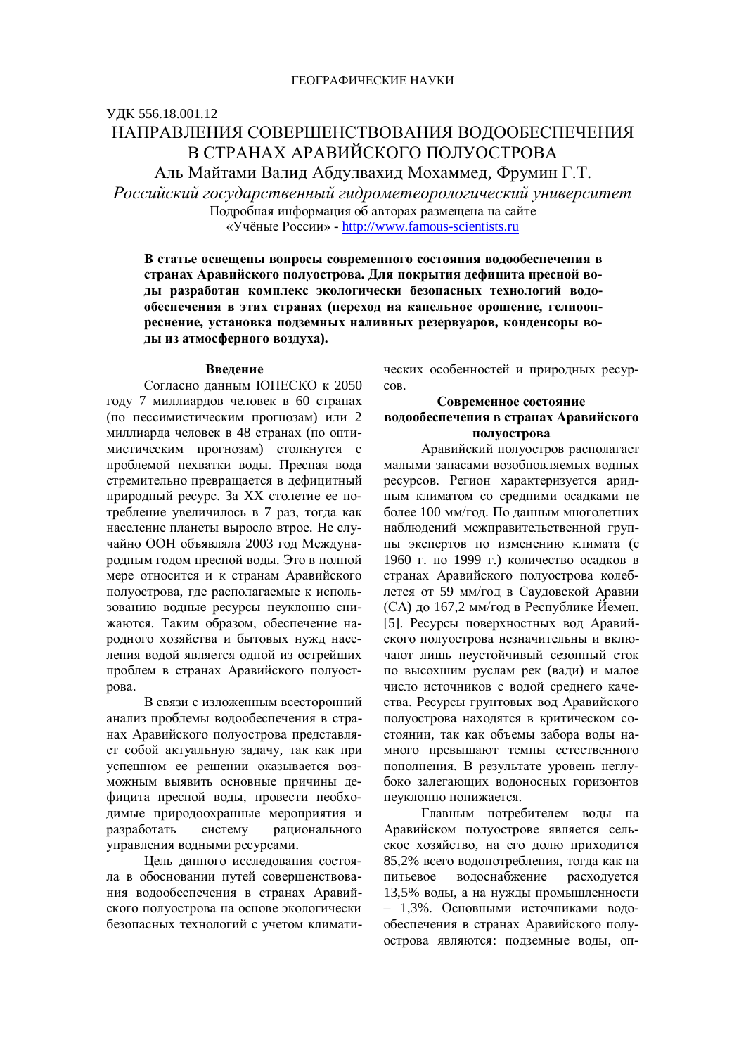ГЕОГРАФИЧЕСКИЕ НАУКИ

УДК 556.18.001.12

# НАПРАВЛЕНИЯ СОВЕРШЕНСТВОВАНИЯ ВОДООБЕСПЕЧЕНИЯ В СТРАНАХ АРАВИЙСКОГО ПОЛУОСТРОВА

Аль Майтами Валид Абдулвахид Мохаммед, Фрумин Г.Т.

*Российский государственный гидрометеорологический университет*

Подробная информация об авторах размещена на сайте «Учёные России» - http://www.famous-scientists.ru

**В статье освещены вопросы современного состояния водообеспечения в странах Аравийского полуострова. Для покрытия дефицита пресной воды разработан комплекс экологически безопасных технологий водообеспечения в этих странах (переход на капельное орошение, гелиоопреснение, установка подземных наливных резервуаров, конденсоры воды из атмосферного воздуха).**

### Введение

Согласно данным ЮНЕСКО к 2050 году 7 миллиардов человек в 60 странах (по пессимистическим прогнозам) или 2 миллиарда человек в 48 странах (по оптимистическим прогнозам) столкнутся с проблемой нехватки воды. Пресная вода стремительно превращается в дефицитный природный ресурс. За XX столетие ее потребление увеличилось в 7 раз, тогда как население планеты выросло втрое. Не случайно ООН объявляла 2003 год Международным годом пресной воды. Это в полной мере относится и к странам Аравийского полуострова, где располагаемые к использованию водные ресурсы неуклонно снижаются. Таким образом, обеспечение народного хозяйства и бытовых нужд населения водой является одной из острейших проблем в странах Аравийского полуострова.

В связи с изложенным всесторонний анализ проблемы водообеспечения в странах Аравийского полуострова представляет собой актуальную задачу, так как при успешном ее решении оказывается возможным выявить основные причины дефицита пресной воды, провести необходимые природоохранные мероприятия и разработать систему рационального управления водными ресурсами.

Цель данного исследования состояла в обосновании путей совершенствования водообеспечения в странах Аравийского полуострова на основе экологически безопасных технологий с учетом климатических особенностей и природных ресурсов.

### Современное состояние водообеспечения в странах Аравийского полуострова

Аравийский полуостров располагает малыми запасами возобновляемых водных ресурсов. Регион характеризуется аридным климатом со средними осадками не более 100 мм/год. По данным многолетних наблюдений межправительственной группы экспертов по изменению климата (с 1960 г. по 1999 г.) количество осадков в странах Аравийского полуострова колеблется от 59 мм/год в Саудовской Аравии (СА) до 167,2 мм/год в Республике Йемен. [5]. Ресурсы поверхностных вод Аравийского полуострова незначительны и включают лишь неустойчивый сезонный сток по высохшим руслам рек (вади) и малое число источников с водой среднего качества. Ресурсы грунтовых вод Аравийского полуострова находятся в критическом состоянии, так как объемы забора воды намного превышают темпы естественного пополнения. В результате уровень неглубоко залегающих водоносных горизонтов неуклонно понижается.

Главным потребителем воды на Аравийском полуострове является сельское хозяйство, на его долю приходится 85,2% всего водопотребления, тогда как на питьевое водоснабжение расходуется 13,5% воды, а на нужды промышленности – 1,3%. Основными источниками водообеспечения в странах Аравийского полуострова являются: подземные воды, оп-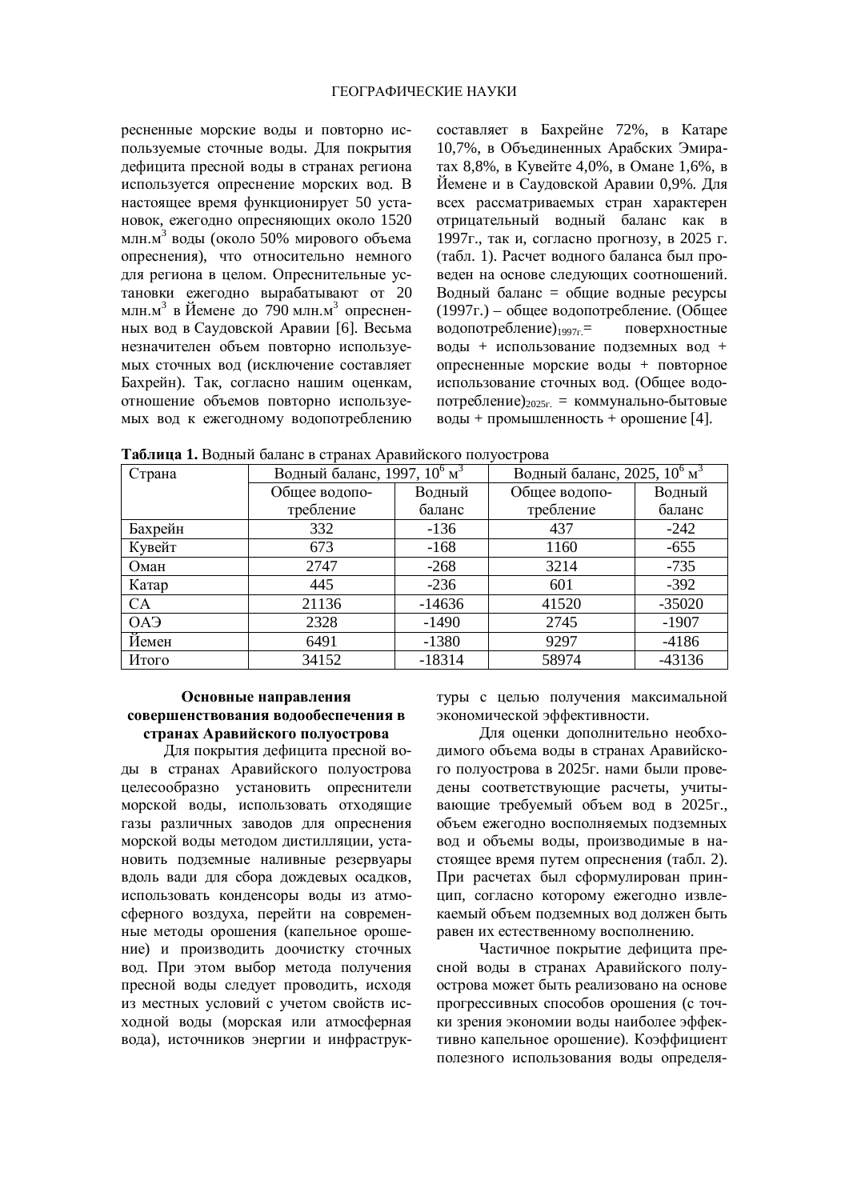ресненные морские воды и повторно используемые сточные воды. Для покрытия дефицита пресной воды в странах региона используется опреснение морских вод. В настоящее время функционирует 50 установок, ежегодно опресняющих около 1520 млн.м$^3$ воды (около 50% мирового объема опреснения), что относительно немного для региона в целом. Опреснительные установки ежегодно вырабатывают от 20 млн.м$^3$ в Йемене до 790 млн.м$^3$ опресненных вод в Саудовской Аравии [6]. Весьма незначителен объем повторно используемых сточных вод (исключение составляет Бахрейн). Так, согласно нашим оценкам, отношение объемов повторно используемых вод к ежегодному водопотреблению составляет в Бахрейне 72%, в Катаре 10,7%, в Объединенных Арабских Эмиратах 8,8%, в Кувейте 4,0%, в Омане 1,6%, в Йемене и в Саудовской Аравии 0,9%. Для всех рассматриваемых стран характерен отрицательный водный баланс как в 1997г., так и, согласно прогнозу, в 2025 г. (табл. 1). Расчет водного баланса был проведен на основе следующих соотношений. Водный баланс = общие водные ресурсы (1997г.) – общее водопотребление. (Общее водопотребление)$_{1997г.}$= поверхностные воды + использование подземных вод + опресненные морские воды + повторное использование сточных вод. (Общее водопотребление)$_{2025г.}$ = коммунально-бытовые воды + промышленность + орошение [4].

**Таблица 1.** Водный баланс в странах Аравийского полуострова

| Страна | Водный баланс, 1997, $10^6$ м$^3$ | | Водный баланс, 2025, $10^6$ м$^3$ | |
|---|---|---|---|---|
| | Общее водопотребление | Водный баланс | Общее водопотребление | Водный баланс |
| Бахрейн | 332 | -136 | 437 | -242 |
| Кувейт | 673 | -168 | 1160 | -655 |
| Оман | 2747 | -268 | 3214 | -735 |
| Катар | 445 | -236 | 601 | -392 |
| СА | 21136 | -14636 | 41520 | -35020 |
| ОАЭ | 2328 | -1490 | 2745 | -1907 |
| Йемен | 6491 | -1380 | 9297 | -4186 |
| Итого | 34152 | -18314 | 58974 | -43136 |

## Основные направления совершенствования водообеспечения в странах Аравийского полуострова

Для покрытия дефицита пресной воды в странах Аравийского полуострова целесообразно установить опреснители морской воды, использовать отходящие газы различных заводов для опреснения морской воды методом дистилляции, установить подземные наливные резервуары вдоль вади для сбора дождевых осадков, использовать конденсоры воды из атмосферного воздуха, перейти на современные методы орошения (капельное орошение) и производить доочистку сточных вод. При этом выбор метода получения пресной воды следует проводить, исходя из местных условий с учетом свойств исходной воды (морская или атмосферная вода), источников энергии и инфраструктуры с целью получения максимальной экономической эффективности.

Для оценки дополнительно необходимого объема воды в странах Аравийского полуострова в 2025г. нами были проведены соответствующие расчеты, учитывающие требуемый объем вод в 2025г., объем ежегодно восполняемых подземных вод и объемы воды, производимые в настоящее время путем опреснения (табл. 2). При расчетах был сформулирован принцип, согласно которому ежегодно извлекаемый объем подземных вод должен быть равен их естественному восполнению.

Частичное покрытие дефицита пресной воды в странах Аравийского полуострова может быть реализовано на основе прогрессивных способов орошения (с точки зрения экономии воды наиболее эффективно капельное орошение). Коэффициент полезного использования воды определя-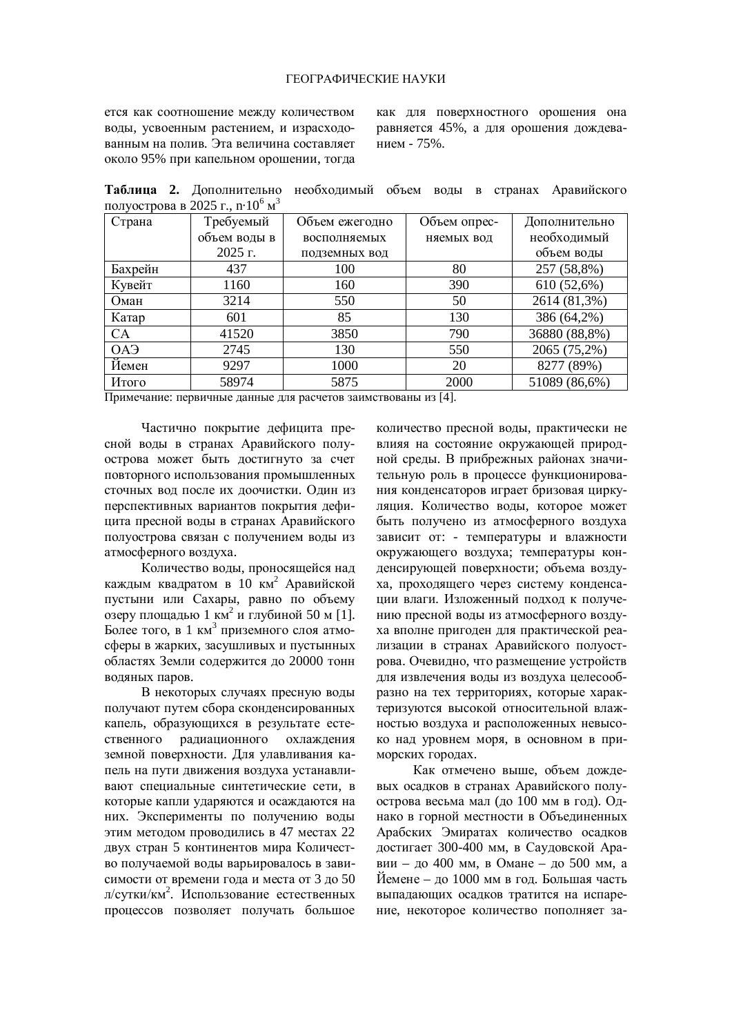ется как соотношение между количеством воды, усвоенным растением, и израсходованным на полив. Эта величина составляет около 95% при капельном орошении, тогда как для поверхностного орошения она равняется 45%, а для орошения дождеванием - 75%.

**Таблица 2.** Дополнительно необходимый объем воды в странах Аравийского полуострова в 2025 г., $n \cdot 10^6$ м$^3$

| Страна | Требуемый объем воды в 2025 г. | Объем ежегодно восполняемых подземных вод | Объем опресняемых вод | Дополнительно необходимый объем воды |
|---|---|---|---|---|
| Бахрейн | 437 | 100 | 80 | 257 (58,8%) |
| Кувейт | 1160 | 160 | 390 | 610 (52,6%) |
| Оман | 3214 | 550 | 50 | 2614 (81,3%) |
| Катар | 601 | 85 | 130 | 386 (64,2%) |
| СА | 41520 | 3850 | 790 | 36880 (88,8%) |
| ОАЭ | 2745 | 130 | 550 | 2065 (75,2%) |
| Йемен | 9297 | 1000 | 20 | 8277 (89%) |
| Итого | 58974 | 5875 | 2000 | 51089 (86,6%) |

Примечание: первичные данные для расчетов заимствованы из [4].

Частично покрытие дефицита пресной воды в странах Аравийского полуострова может быть достигнуто за счет повторного использования промышленных сточных вод после их доочистки. Один из перспективных вариантов покрытия дефицита пресной воды в странах Аравийского полуострова связан с получением воды из атмосферного воздуха.

Количество воды, проносящейся над каждым квадратом в 10 км$^2$ Аравийской пустыни или Сахары, равно по объему озеру площадью 1 км$^2$ и глубиной 50 м [1]. Более того, в 1 км$^3$ приземного слоя атмосферы в жарких, засушливых и пустынных областях Земли содержится до 20000 тонн водяных паров.

В некоторых случаях пресную воды получают путем сбора сконденсированных капель, образующихся в результате естественного радиационного охлаждения земной поверхности. Для улавливания капель на пути движения воздуха устанавливают специальные синтетические сети, в которые капли ударяются и осаждаются на них. Эксперименты по получению воды этим методом проводились в 47 местах 22 двух стран 5 континентов мира Количество получаемой воды варьировалось в зависимости от времени года и места от 3 до 50 л/сутки/км$^2$. Использование естественных процессов позволяет получать большое количество пресной воды, практически не влияя на состояние окружающей природной среды. В прибрежных районах значительную роль в процессе функционирования конденсаторов играет бризовая циркуляция. Количество воды, которое может быть получено из атмосферного воздуха зависит от: - температуры и влажности окружающего воздуха; температуры конденсирующей поверхности; объема воздуха, проходящего через систему конденсации влаги. Изложенный подход к получению пресной воды из атмосферного воздуха вполне пригоден для практической реализации в странах Аравийского полуострова. Очевидно, что размещение устройств для извлечения воды из воздуха целесообразно на тех территориях, которые характеризуются высокой относительной влажностью воздуха и расположенных невысоко над уровнем моря, в основном в приморских городах.

Как отмечено выше, объем дождевых осадков в странах Аравийского полуострова весьма мал (до 100 мм в год). Однако в горной местности в Объединенных Арабских Эмиратах количество осадков достигает 300-400 мм, в Саудовской Аравии – до 400 мм, в Омане – до 500 мм, а Йемене – до 1000 мм в год. Большая часть выпадающих осадков тратится на испарение, некоторое количество пополняет за-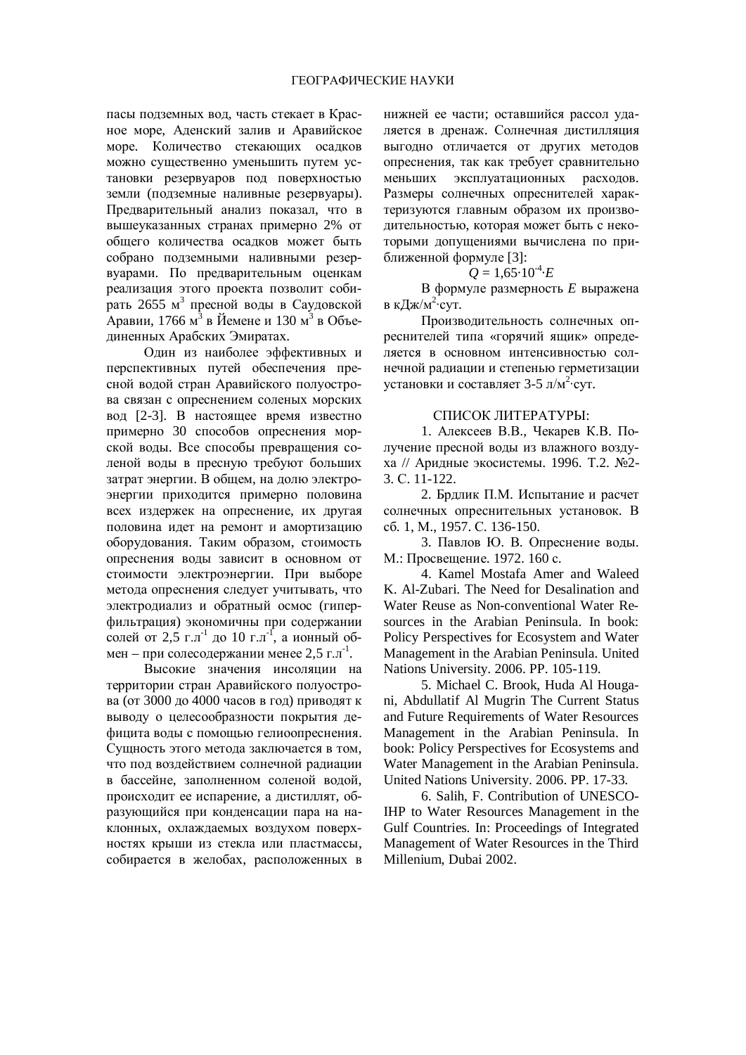пасы подземных вод, часть стекает в Красное море, Аденский залив и Аравийское море. Количество стекающих осадков можно существенно уменьшить путем установки резервуаров под поверхностью земли (подземные наливные резервуары). Предварительный анализ показал, что в вышеуказанных странах примерно 2% от общего количества осадков может быть собрано подземными наливными резервуарами. По предварительным оценкам реализация этого проекта позволит собирать 2655 м$^3$ пресной воды в Саудовской Аравии, 1766 м$^3$ в Йемене и 130 м$^3$ в Объединенных Арабских Эмиратах.

Один из наиболее эффективных и перспективных путей обеспечения пресной водой стран Аравийского полуострова связан с опреснением соленых морских вод [2-3]. В настоящее время известно примерно 30 способов опреснения морской воды. Все способы превращения соленой воды в пресную требуют больших затрат энергии. В общем, на долю электроэнергии приходится примерно половина всех издержек на опреснение, их другая половина идет на ремонт и амортизацию оборудования. Таким образом, стоимость опреснения воды зависит в основном от стоимости электроэнергии. При выборе метода опреснения следует учитывать, что электродиализ и обратный осмос (гиперфильтрация) экономичны при содержании солей от 2,5 г.л$^{-1}$ до 10 г.л$^{-1}$, а ионный обмен – при солесодержании менее 2,5 г.л$^{-1}$.

Высокие значения инсоляции на территории стран Аравийского полуострова (от 3000 до 4000 часов в год) приводят к выводу о целесообразности покрытия дефицита воды с помощью гелиоопреснения. Сущность этого метода заключается в том, что под воздействием солнечной радиации в бассейне, заполненном соленой водой, происходит ее испарение, а дистиллят, образующийся при конденсации пара на наклонных, охлаждаемых воздухом поверхностях крыши из стекла или пластмассы, собирается в желобах, расположенных в нижней ее части; оставшийся рассол удаляется в дренаж. Солнечная дистилляция выгодно отличается от других методов опреснения, так как требует сравнительно меньших эксплуатационных расходов. Размеры солнечных опреснителей характеризуются главным образом их производительностью, которая может быть с некоторыми допущениями вычислена по приближенной формуле [3]:

$$Q = 1{,}65 \cdot 10^{-4} \cdot E$$

В формуле размерность $E$ выражена в кДж/м$^2$·сут.

Производительность солнечных опреснителей типа «горячий ящик» определяется в основном интенсивностью солнечной радиации и степенью герметизации установки и составляет 3-5 л/м$^2$·сут.

## СПИСОК ЛИТЕРАТУРЫ:

1. Алексеев В.В., Чекарев К.В. Получение пресной воды из влажного воздуха // Аридные экосистемы. 1996. Т.2. №2-3. С. 11-122.
2. Брдлик П.М. Испытание и расчет солнечных опреснительных установок. В сб. 1, М., 1957. С. 136-150.
3. Павлов Ю. В. Опреснение воды. М.: Просвещение. 1972. 160 с.
4. Kamel Mostafa Amer and Waleed K. Al-Zubari. The Need for Desalination and Water Reuse as Non-conventional Water Resources in the Arabian Peninsula. In book: Policy Perspectives for Ecosystem and Water Management in the Arabian Peninsula. United Nations University. 2006. PP. 105-119.
5. Michael C. Brook, Huda Al Hougani, Abdullatif Al Mugrin The Current Status and Future Requirements of Water Resources Management in the Arabian Peninsula. In book: Policy Perspectives for Ecosystems and Water Management in the Arabian Peninsula. United Nations University. 2006. PP. 17-33.
6. Salih, F. Contribution of UNESCO-IHP to Water Resources Management in the Gulf Countries. In: Proceedings of Integrated Management of Water Resources in the Third Millenium, Dubai 2002.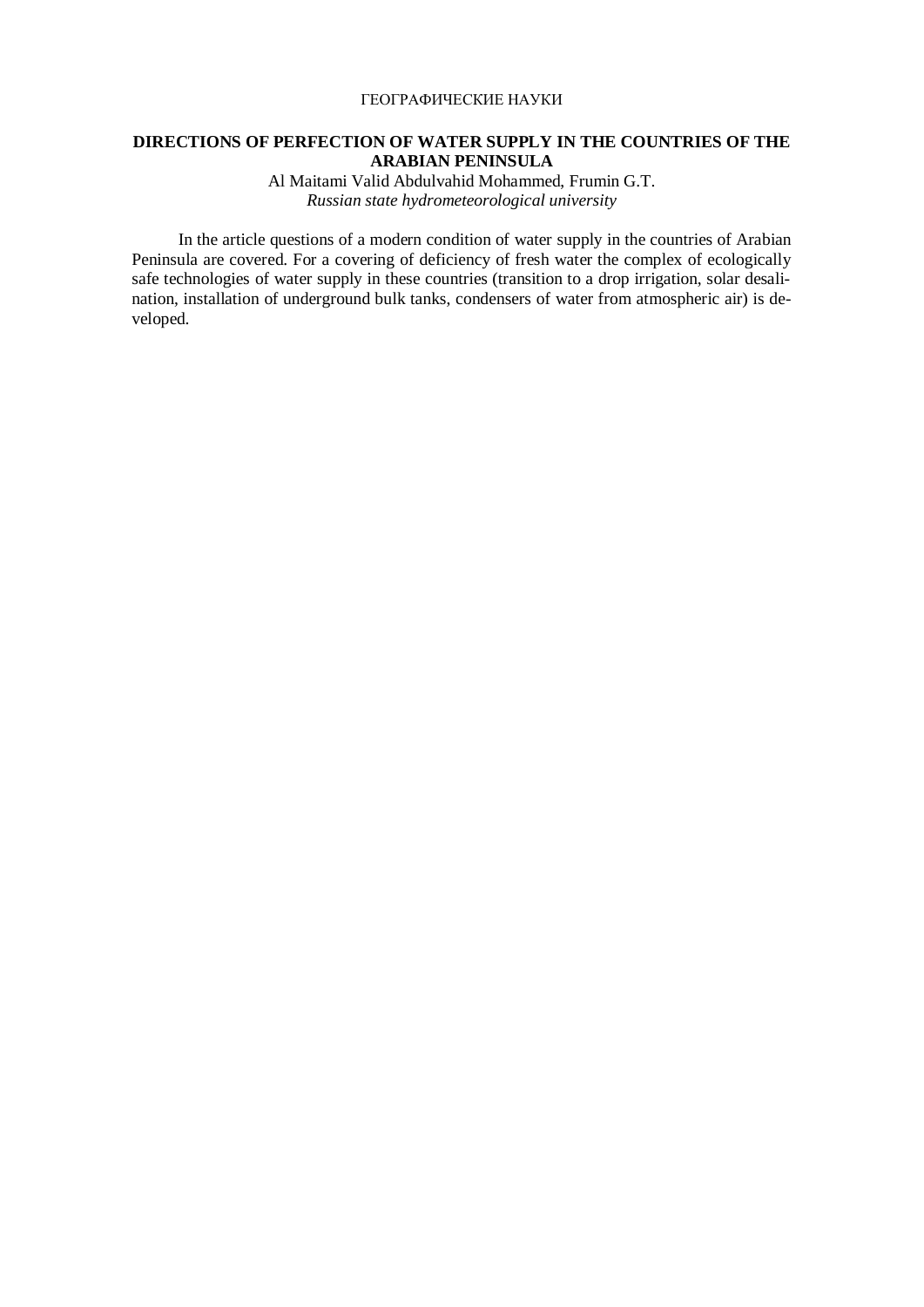ГЕОГРАФИЧЕСКИЕ НАУКИ

## DIRECTIONS OF PERFECTION OF WATER SUPPLY IN THE COUNTRIES OF THE ARABIAN PENINSULA

Al Maitami Valid Abdulvahid Mohammed, Frumin G.T.
*Russian state hydrometeorological university*

In the article questions of a modern condition of water supply in the countries of Arabian Peninsula are covered. For a covering of deficiency of fresh water the complex of ecologically safe technologies of water supply in these countries (transition to a drop irrigation, solar desalination, installation of underground bulk tanks, condensers of water from atmospheric air) is developed.